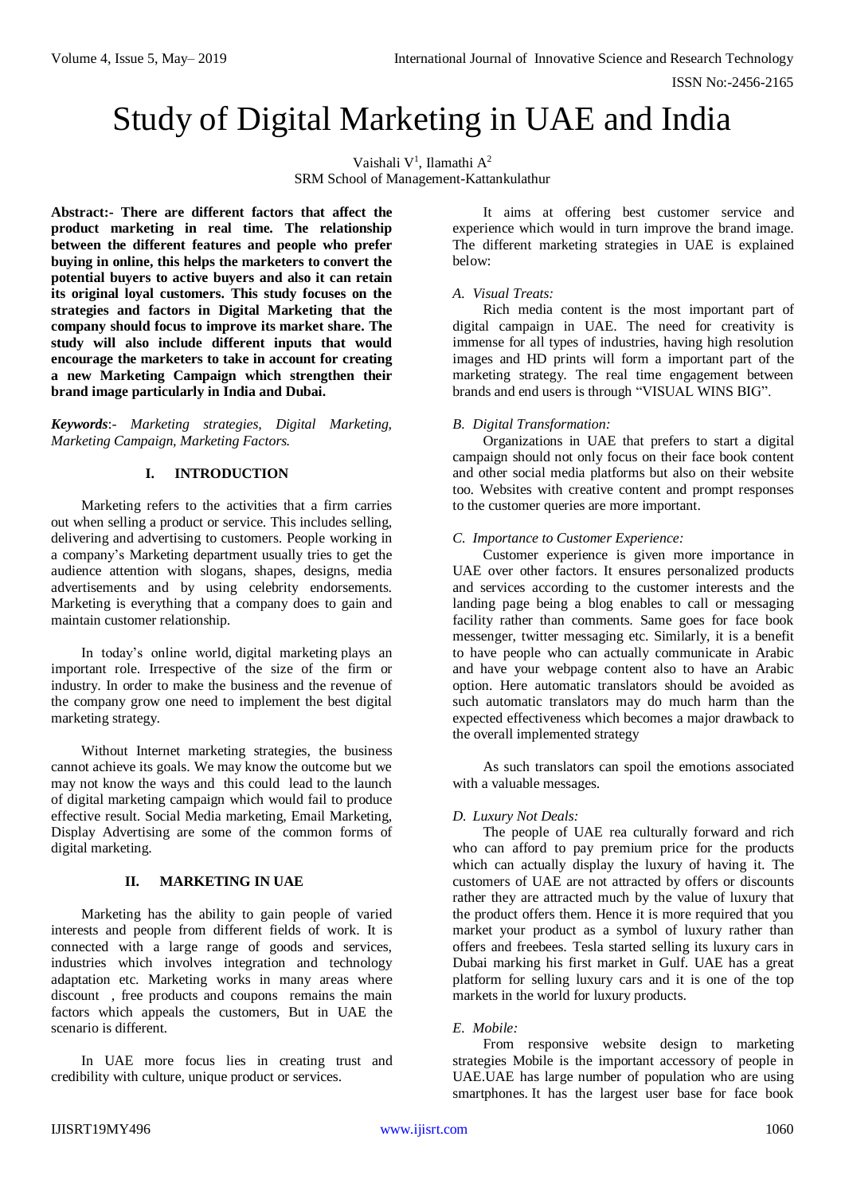# Study of Digital Marketing in UAE and India

Vaishali V[1], Ilamathi A[2]
SRM School of Management-Kattankulathur

**Abstract:- There are different factors that affect the product marketing in real time. The relationship between the different features and people who prefer buying in online, this helps the marketers to convert the potential buyers to active buyers and also it can retain its original loyal customers. This study focuses on the strategies and factors in Digital Marketing that the company should focus to improve its market share. The study will also include different inputs that would encourage the marketers to take in account for creating a new Marketing Campaign which strengthen their brand image particularly in India and Dubai.**

***Keywords***:- *Marketing strategies, Digital Marketing, Marketing Campaign, Marketing Factors.*

## I. INTRODUCTION

Marketing refers to the activities that a firm carries out when selling a product or service. This includes selling, delivering and advertising to customers. People working in a company's Marketing department usually tries to get the audience attention with slogans, shapes, designs, media advertisements and by using celebrity endorsements. Marketing is everything that a company does to gain and maintain customer relationship.

In today's online world, digital marketing plays an important role. Irrespective of the size of the firm or industry. In order to make the business and the revenue of the company grow one need to implement the best digital marketing strategy.

Without Internet marketing strategies, the business cannot achieve its goals. We may know the outcome but we may not know the ways and this could lead to the launch of digital marketing campaign which would fail to produce effective result. Social Media marketing, Email Marketing, Display Advertising are some of the common forms of digital marketing.

## II. MARKETING IN UAE

Marketing has the ability to gain people of varied interests and people from different fields of work. It is connected with a large range of goods and services, industries which involves integration and technology adaptation etc. Marketing works in many areas where discount , free products and coupons remains the main factors which appeals the customers, But in UAE the scenario is different.

In UAE more focus lies in creating trust and credibility with culture, unique product or services.

It aims at offering best customer service and experience which would in turn improve the brand image. The different marketing strategies in UAE is explained below:

### *A. Visual Treats:*

Rich media content is the most important part of digital campaign in UAE. The need for creativity is immense for all types of industries, having high resolution images and HD prints will form a important part of the marketing strategy. The real time engagement between brands and end users is through "VISUAL WINS BIG".

### *B. Digital Transformation:*

Organizations in UAE that prefers to start a digital campaign should not only focus on their face book content and other social media platforms but also on their website too. Websites with creative content and prompt responses to the customer queries are more important.

### *C. Importance to Customer Experience:*

Customer experience is given more importance in UAE over other factors. It ensures personalized products and services according to the customer interests and the landing page being a blog enables to call or messaging facility rather than comments. Same goes for face book messenger, twitter messaging etc. Similarly, it is a benefit to have people who can actually communicate in Arabic and have your webpage content also to have an Arabic option. Here automatic translators should be avoided as such automatic translators may do much harm than the expected effectiveness which becomes a major drawback to the overall implemented strategy

As such translators can spoil the emotions associated with a valuable messages.

### *D. Luxury Not Deals:*

The people of UAE rea culturally forward and rich who can afford to pay premium price for the products which can actually display the luxury of having it. The customers of UAE are not attracted by offers or discounts rather they are attracted much by the value of luxury that the product offers them. Hence it is more required that you market your product as a symbol of luxury rather than offers and freebees. Tesla started selling its luxury cars in Dubai marking his first market in Gulf. UAE has a great platform for selling luxury cars and it is one of the top markets in the world for luxury products.

### *E. Mobile:*

From responsive website design to marketing strategies Mobile is the important accessory of people in UAE.UAE has large number of population who are using smartphones. It has the largest user base for face book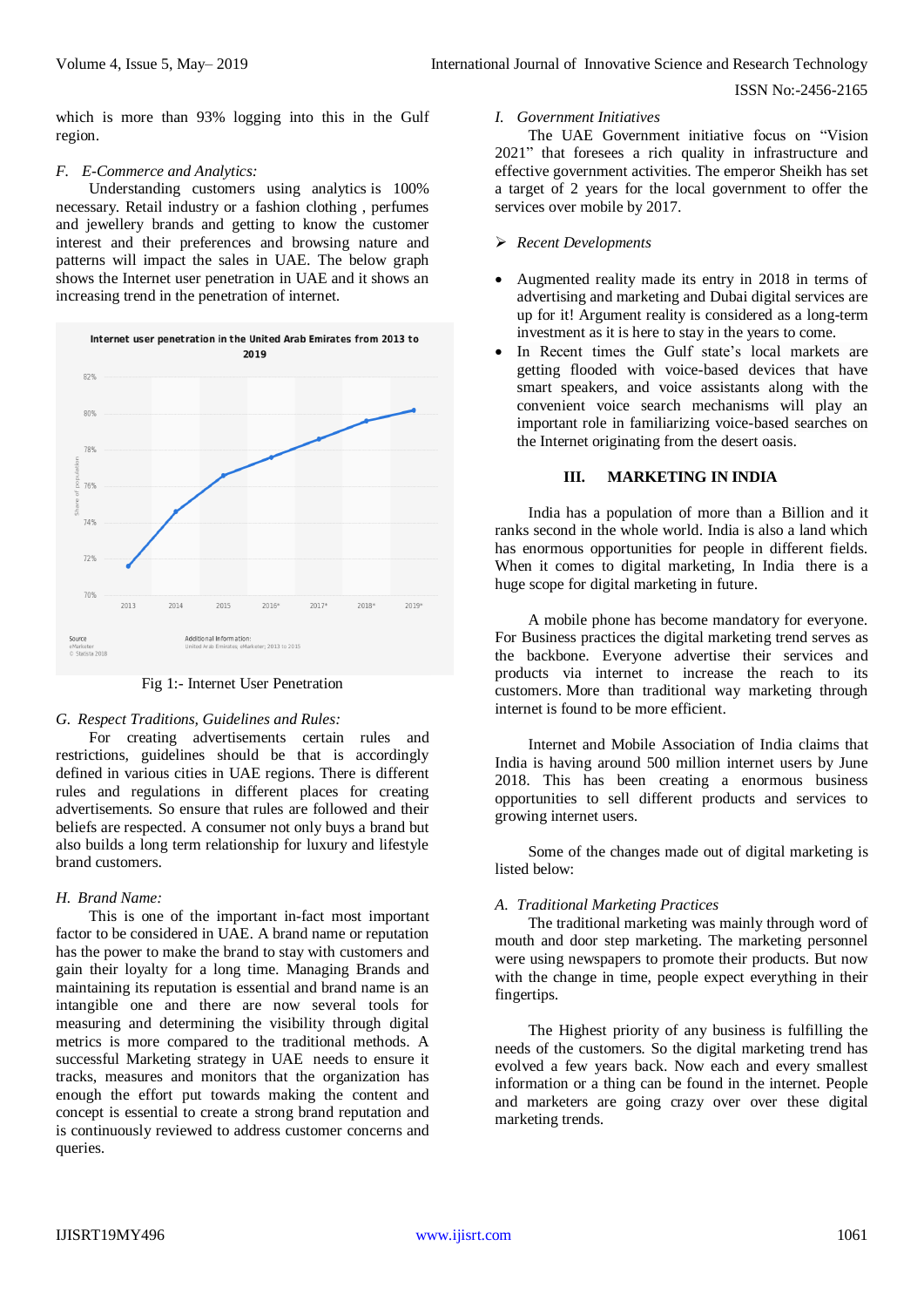which is more than 93% logging into this in the Gulf region.

### F. E-Commerce and Analytics:

Understanding customers using analytics is 100% necessary. Retail industry or a fashion clothing , perfumes and jewellery brands and getting to know the customer interest and their preferences and browsing nature and patterns will impact the sales in UAE. The below graph shows the Internet user penetration in UAE and it shows an increasing trend in the penetration of internet.

Fig 1:- Internet User Penetration

### G. Respect Traditions, Guidelines and Rules:

For creating advertisements certain rules and restrictions, guidelines should be that is accordingly defined in various cities in UAE regions. There is different rules and regulations in different places for creating advertisements. So ensure that rules are followed and their beliefs are respected. A consumer not only buys a brand but also builds a long term relationship for luxury and lifestyle brand customers.

### H. Brand Name:

This is one of the important in-fact most important factor to be considered in UAE. A brand name or reputation has the power to make the brand to stay with customers and gain their loyalty for a long time. Managing Brands and maintaining its reputation is essential and brand name is an intangible one and there are now several tools for measuring and determining the visibility through digital metrics is more compared to the traditional methods. A successful Marketing strategy in UAE needs to ensure it tracks, measures and monitors that the organization has enough the effort put towards making the content and concept is essential to create a strong brand reputation and is continuously reviewed to address customer concerns and queries.

### I. Government Initiatives

The UAE Government initiative focus on "Vision 2021" that foresees a rich quality in infrastructure and effective government activities. The emperor Sheikh has set a target of 2 years for the local government to offer the services over mobile by 2017.

➢ *Recent Developments*

- Augmented reality made its entry in 2018 in terms of advertising and marketing and Dubai digital services are up for it! Argument reality is considered as a long-term investment as it is here to stay in the years to come.
- In Recent times the Gulf state's local markets are getting flooded with voice-based devices that have smart speakers, and voice assistants along with the convenient voice search mechanisms will play an important role in familiarizing voice-based searches on the Internet originating from the desert oasis.

## III. MARKETING IN INDIA

India has a population of more than a Billion and it ranks second in the whole world. India is also a land which has enormous opportunities for people in different fields. When it comes to digital marketing, In India there is a huge scope for digital marketing in future.

A mobile phone has become mandatory for everyone. For Business practices the digital marketing trend serves as the backbone. Everyone advertise their services and products via internet to increase the reach to its customers. More than traditional way marketing through internet is found to be more efficient.

Internet and Mobile Association of India claims that India is having around 500 million internet users by June 2018. This has been creating a enormous business opportunities to sell different products and services to growing internet users.

Some of the changes made out of digital marketing is listed below:

### A. Traditional Marketing Practices

The traditional marketing was mainly through word of mouth and door step marketing. The marketing personnel were using newspapers to promote their products. But now with the change in time, people expect everything in their fingertips.

The Highest priority of any business is fulfilling the needs of the customers. So the digital marketing trend has evolved a few years back. Now each and every smallest information or a thing can be found in the internet. People and marketers are going crazy over over these digital marketing trends.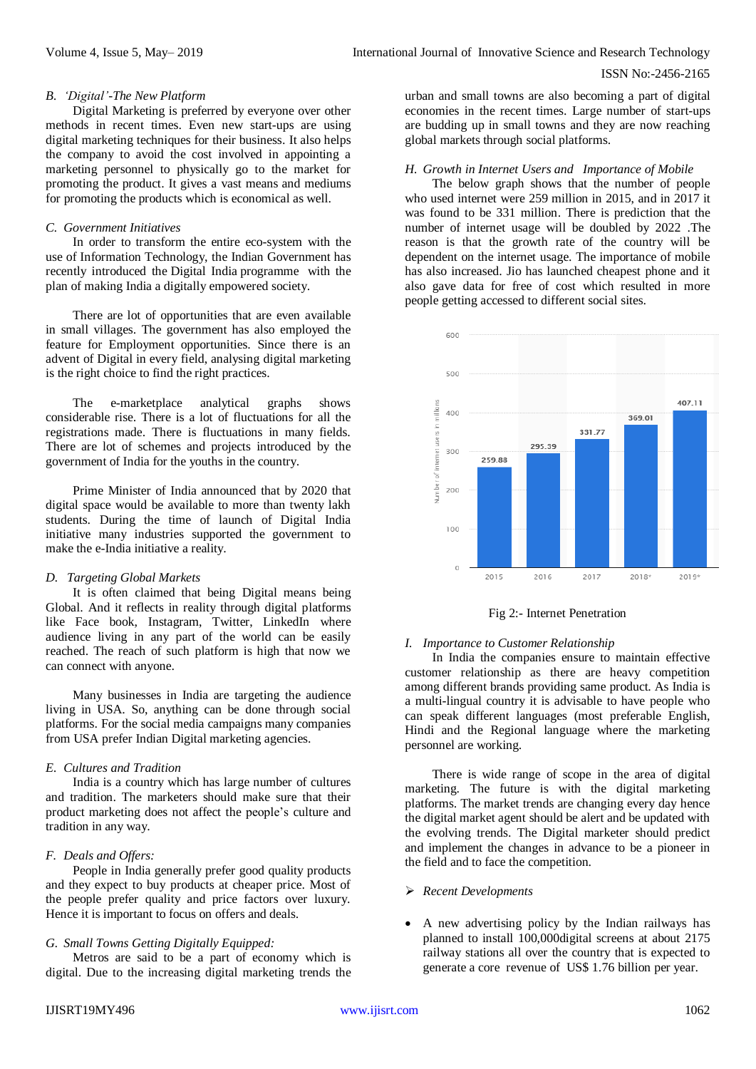### B. *'Digital'-The New Platform*

Digital Marketing is preferred by everyone over other methods in recent times. Even new start-ups are using digital marketing techniques for their business. It also helps the company to avoid the cost involved in appointing a marketing personnel to physically go to the market for promoting the product. It gives a vast means and mediums for promoting the products which is economical as well.

### C. *Government Initiatives*

In order to transform the entire eco-system with the use of Information Technology, the Indian Government has recently introduced the Digital India programme with the plan of making India a digitally empowered society.

There are lot of opportunities that are even available in small villages. The government has also employed the feature for Employment opportunities. Since there is an advent of Digital in every field, analysing digital marketing is the right choice to find the right practices.

The e-marketplace analytical graphs shows considerable rise. There is a lot of fluctuations for all the registrations made. There is fluctuations in many fields. There are lot of schemes and projects introduced by the government of India for the youths in the country.

Prime Minister of India announced that by 2020 that digital space would be available to more than twenty lakh students. During the time of launch of Digital India initiative many industries supported the government to make the e-India initiative a reality.

### D. *Targeting Global Markets*

It is often claimed that being Digital means being Global. And it reflects in reality through digital platforms like Face book, Instagram, Twitter, LinkedIn where audience living in any part of the world can be easily reached. The reach of such platform is high that now we can connect with anyone.

Many businesses in India are targeting the audience living in USA. So, anything can be done through social platforms. For the social media campaigns many companies from USA prefer Indian Digital marketing agencies.

### E. *Cultures and Tradition*

India is a country which has large number of cultures and tradition. The marketers should make sure that their product marketing does not affect the people's culture and tradition in any way.

### F. *Deals and Offers:*

People in India generally prefer good quality products and they expect to buy products at cheaper price. Most of the people prefer quality and price factors over luxury. Hence it is important to focus on offers and deals.

### G. *Small Towns Getting Digitally Equipped:*

Metros are said to be a part of economy which is digital. Due to the increasing digital marketing trends the urban and small towns are also becoming a part of digital economies in the recent times. Large number of start-ups are budding up in small towns and they are now reaching global markets through social platforms.

### H. *Growth in Internet Users and Importance of Mobile*

The below graph shows that the number of people who used internet were 259 million in 2015, and in 2017 it was found to be 331 million. There is prediction that the number of internet usage will be doubled by 2022 .The reason is that the growth rate of the country will be dependent on the internet usage. The importance of mobile has also increased. Jio has launched cheapest phone and it also gave data for free of cost which resulted in more people getting accessed to different social sites.

| Year | Number of internet users in millions |
|---|---|
| 2015 | 259.88 |
| 2016 | 295.39 |
| 2017 | 331.77 |
| 2018* | 369.01 |
| 2019* | 407.11 |

Fig 2:- Internet Penetration

### I. *Importance to Customer Relationship*

In India the companies ensure to maintain effective customer relationship as there are heavy competition among different brands providing same product. As India is a multi-lingual country it is advisable to have people who can speak different languages (most preferable English, Hindi and the Regional language where the marketing personnel are working.

There is wide range of scope in the area of digital marketing. The future is with the digital marketing platforms. The market trends are changing every day hence the digital market agent should be alert and be updated with the evolving trends. The Digital marketer should predict and implement the changes in advance to be a pioneer in the field and to face the competition.

- *Recent Developments*

- A new advertising policy by the Indian railways has planned to install 100,000digital screens at about 2175 railway stations all over the country that is expected to generate a core revenue of US$ 1.76 billion per year.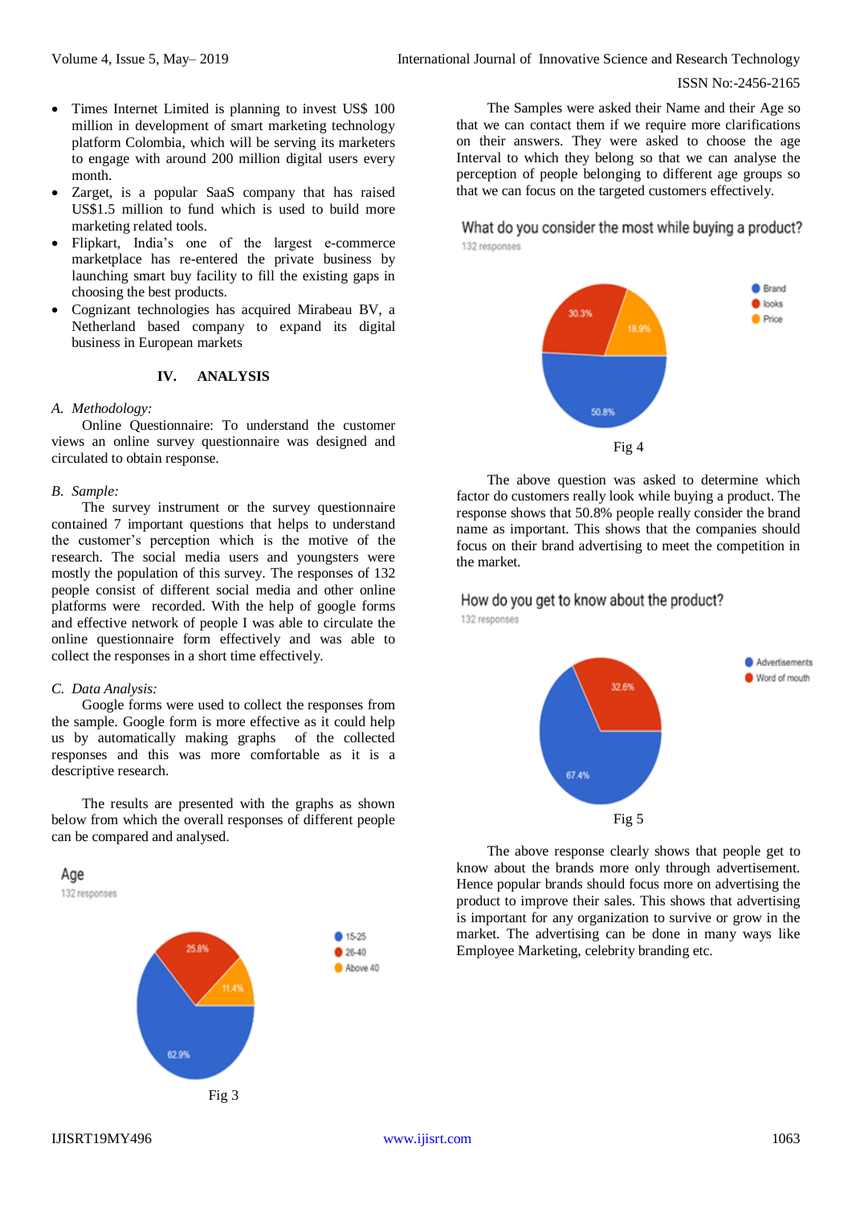- Times Internet Limited is planning to invest US$ 100 million in development of smart marketing technology platform Colombia, which will be serving its marketers to engage with around 200 million digital users every month.
- Zarget, is a popular SaaS company that has raised US$1.5 million to fund which is used to build more marketing related tools.
- Flipkart, India's one of the largest e-commerce marketplace has re-entered the private business by launching smart buy facility to fill the existing gaps in choosing the best products.
- Cognizant technologies has acquired Mirabeau BV, a Netherland based company to expand its digital business in European markets

## IV. ANALYSIS

*A. Methodology:*

Online Questionnaire: To understand the customer views an online survey questionnaire was designed and circulated to obtain response.

*B. Sample:*

The survey instrument or the survey questionnaire contained 7 important questions that helps to understand the customer's perception which is the motive of the research. The social media users and youngsters were mostly the population of this survey. The responses of 132 people consist of different social media and other online platforms were recorded. With the help of google forms and effective network of people I was able to circulate the online questionnaire form effectively and was able to collect the responses in a short time effectively.

*C. Data Analysis:*

Google forms were used to collect the responses from the sample. Google form is more effective as it could help us by automatically making graphs of the collected responses and this was more comfortable as it is a descriptive research.

The results are presented with the graphs as shown below from which the overall responses of different people can be compared and analysed.

Age
132 responses

- 15-25: 62.9%
- 26-40: 25.8%
- Above 40: 11.4%

Fig 3

The Samples were asked their Name and their Age so that we can contact them if we require more clarifications on their answers. They were asked to choose the age Interval to which they belong so that we can analyse the perception of people belonging to different age groups so that we can focus on the targeted customers effectively.

What do you consider the most while buying a product?
132 responses

- Brand: 50.8%
- looks: 30.3%
- Price: 18.9%

Fig 4

The above question was asked to determine which factor do customers really look while buying a product. The response shows that 50.8% people really consider the brand name as important. This shows that the companies should focus on their brand advertising to meet the competition in the market.

How do you get to know about the product?
132 responses

- Advertisements: 67.4%
- Word of mouth: 32.6%

Fig 5

The above response clearly shows that people get to know about the brands more only through advertisement. Hence popular brands should focus more on advertising the product to improve their sales. This shows that advertising is important for any organization to survive or grow in the market. The advertising can be done in many ways like Employee Marketing, celebrity branding etc.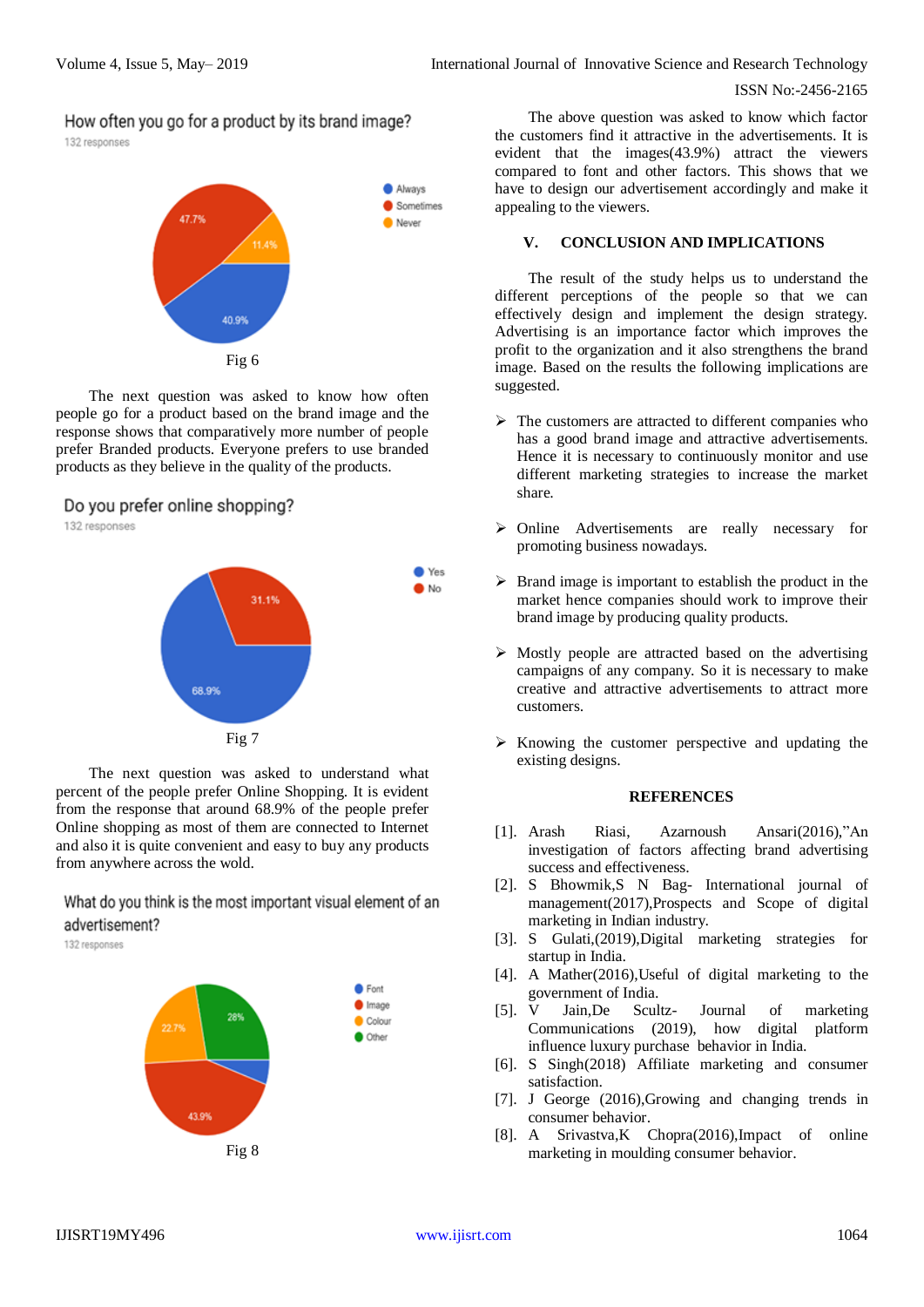How often you go for a product by its brand image?

132 responses

- Always: 40.9%
- Sometimes: 47.7%
- Never: 11.4%

Fig 6

The next question was asked to know how often people go for a product based on the brand image and the response shows that comparatively more number of people prefer Branded products. Everyone prefers to use branded products as they believe in the quality of the products.

Do you prefer online shopping?

132 responses

- Yes: 68.9%
- No: 31.1%

Fig 7

The next question was asked to understand what percent of the people prefer Online Shopping. It is evident from the response that around 68.9% of the people prefer Online shopping as most of them are connected to Internet and also it is quite convenient and easy to buy any products from anywhere across the wold.

What do you think is the most important visual element of an advertisement?

132 responses

- Font
- Image: 43.9%
- Colour: 22.7%
- Other: 28%

Fig 8

The above question was asked to know which factor the customers find it attractive in the advertisements. It is evident that the images(43.9%) attract the viewers compared to font and other factors. This shows that we have to design our advertisement accordingly and make it appealing to the viewers.

## V. CONCLUSION AND IMPLICATIONS

The result of the study helps us to understand the different perceptions of the people so that we can effectively design and implement the design strategy. Advertising is an importance factor which improves the profit to the organization and it also strengthens the brand image. Based on the results the following implications are suggested.

- The customers are attracted to different companies who has a good brand image and attractive advertisements. Hence it is necessary to continuously monitor and use different marketing strategies to increase the market share.
- Online Advertisements are really necessary for promoting business nowadays.
- Brand image is important to establish the product in the market hence companies should work to improve their brand image by producing quality products.
- Mostly people are attracted based on the advertising campaigns of any company. So it is necessary to make creative and attractive advertisements to attract more customers.
- Knowing the customer perspective and updating the existing designs.

## REFERENCES

[1]. Arash Riasi, Azarnoush Ansari(2016),"An investigation of factors affecting brand advertising success and effectiveness.

[2]. S Bhowmik,S N Bag- International journal of management(2017),Prospects and Scope of digital marketing in Indian industry.

[3]. S Gulati,(2019),Digital marketing strategies for startup in India.

[4]. A Mather(2016),Useful of digital marketing to the government of India.

[5]. V Jain,De Scultz- Journal of marketing Communications (2019), how digital platform influence luxury purchase behavior in India.

[6]. S Singh(2018) Affiliate marketing and consumer satisfaction.

[7]. J George (2016),Growing and changing trends in consumer behavior.

[8]. A Srivastva,K Chopra(2016),Impact of online marketing in moulding consumer behavior.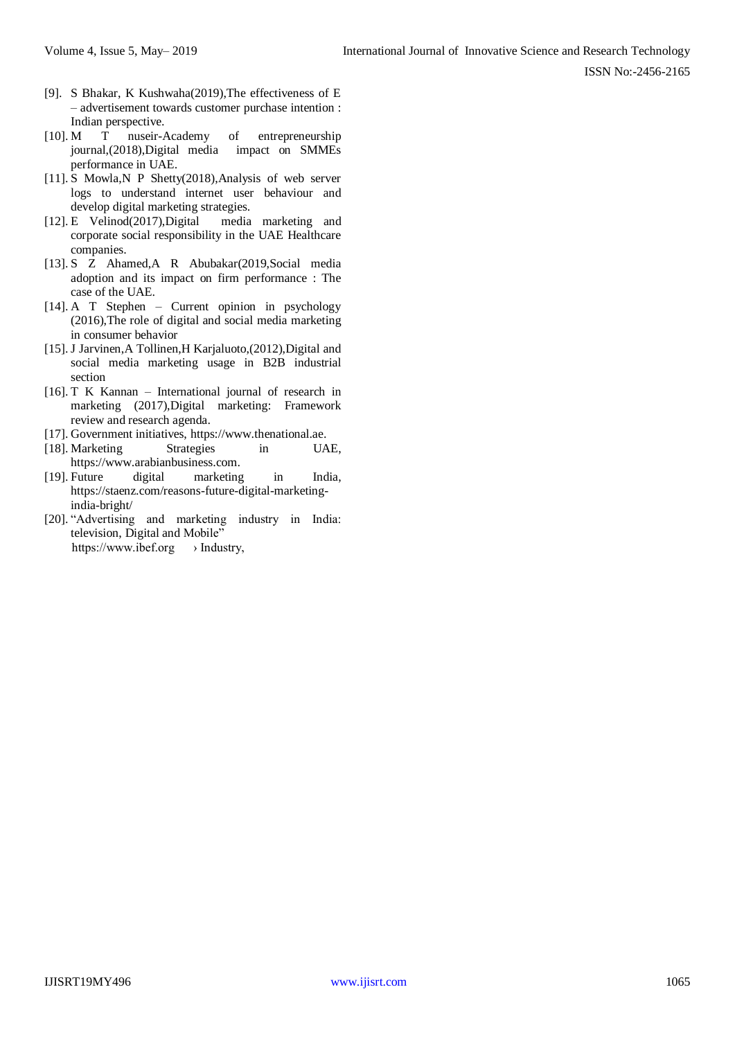[9]. S Bhakar, K Kushwaha(2019),The effectiveness of E – advertisement towards customer purchase intention : Indian perspective.

[10]. M T nuseir-Academy of entrepreneurship journal,(2018),Digital media impact on SMMEs performance in UAE.

[11]. S Mowla,N P Shetty(2018),Analysis of web server logs to understand internet user behaviour and develop digital marketing strategies.

[12]. E Velinod(2017),Digital media marketing and corporate social responsibility in the UAE Healthcare companies.

[13]. S Z Ahamed,A R Abubakar(2019,Social media adoption and its impact on firm performance : The case of the UAE.

[14]. A T Stephen – Current opinion in psychology (2016),The role of digital and social media marketing in consumer behavior

[15]. J Jarvinen,A Tollinen,H Karjaluoto,(2012),Digital and social media marketing usage in B2B industrial section

[16]. T K Kannan – International journal of research in marketing (2017),Digital marketing: Framework review and research agenda.

[17]. Government initiatives, https://www.thenational.ae.

[18]. Marketing Strategies in UAE, https://www.arabianbusiness.com.

[19]. Future digital marketing in India, https://staenz.com/reasons-future-digital-marketing-india-bright/

[20]. "Advertising and marketing industry in India: television, Digital and Mobile" https://www.ibef.org › Industry,